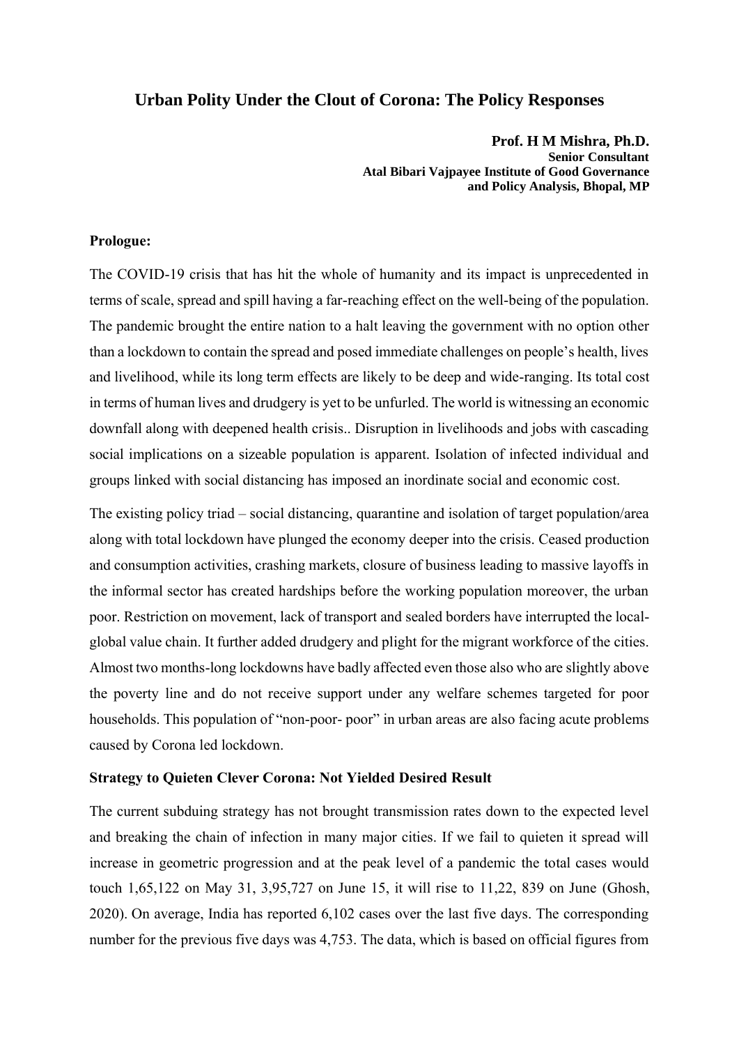# Urban Polity Under the Clout of Corona: The Policy Responses

**Prof. H M Mishra, Ph.D.**
**Senior Consultant**
**Atal Bibari Vajpayee Institute of Good Governance and Policy Analysis, Bhopal, MP**

### Prologue:

The COVID-19 crisis that has hit the whole of humanity and its impact is unprecedented in terms of scale, spread and spill having a far-reaching effect on the well-being of the population. The pandemic brought the entire nation to a halt leaving the government with no option other than a lockdown to contain the spread and posed immediate challenges on people's health, lives and livelihood, while its long term effects are likely to be deep and wide-ranging. Its total cost in terms of human lives and drudgery is yet to be unfurled. The world is witnessing an economic downfall along with deepened health crisis.. Disruption in livelihoods and jobs with cascading social implications on a sizeable population is apparent. Isolation of infected individual and groups linked with social distancing has imposed an inordinate social and economic cost.

The existing policy triad – social distancing, quarantine and isolation of target population/area along with total lockdown have plunged the economy deeper into the crisis. Ceased production and consumption activities, crashing markets, closure of business leading to massive layoffs in the informal sector has created hardships before the working population moreover, the urban poor. Restriction on movement, lack of transport and sealed borders have interrupted the local-global value chain. It further added drudgery and plight for the migrant workforce of the cities. Almost two months-long lockdowns have badly affected even those also who are slightly above the poverty line and do not receive support under any welfare schemes targeted for poor households. This population of "non-poor- poor" in urban areas are also facing acute problems caused by Corona led lockdown.

### Strategy to Quieten Clever Corona: Not Yielded Desired Result

The current subduing strategy has not brought transmission rates down to the expected level and breaking the chain of infection in many major cities. If we fail to quieten it spread will increase in geometric progression and at the peak level of a pandemic the total cases would touch 1,65,122 on May 31, 3,95,727 on June 15, it will rise to 11,22, 839 on June (Ghosh, 2020). On average, India has reported 6,102 cases over the last five days. The corresponding number for the previous five days was 4,753. The data, which is based on official figures from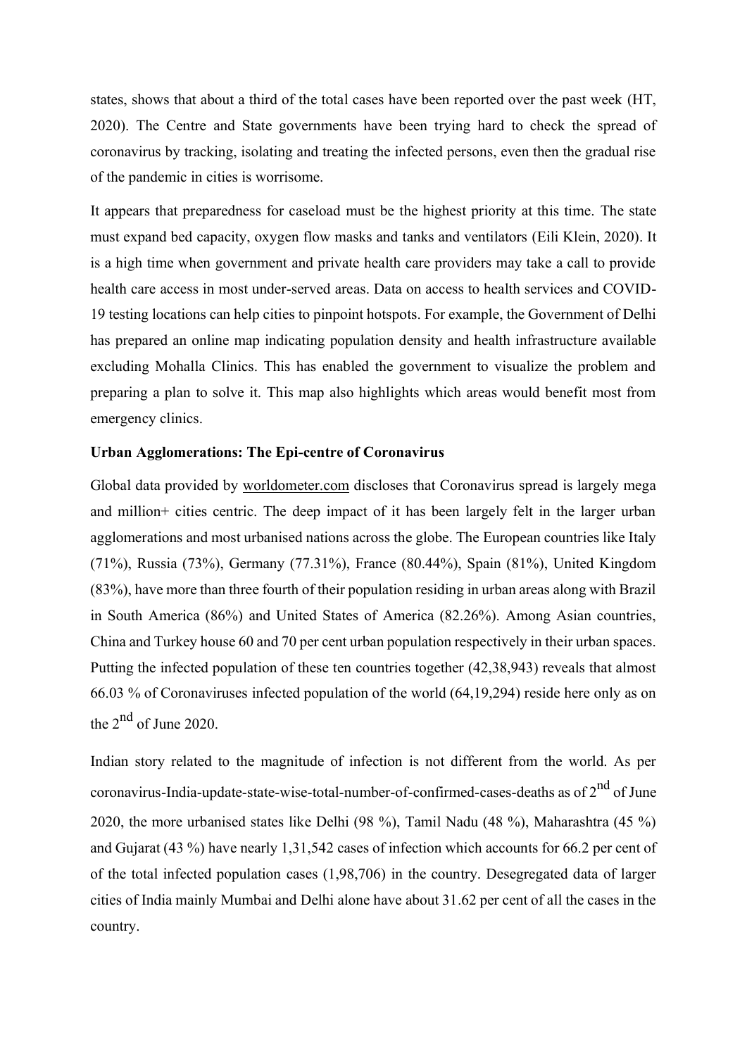states, shows that about a third of the total cases have been reported over the past week (HT, 2020). The Centre and State governments have been trying hard to check the spread of coronavirus by tracking, isolating and treating the infected persons, even then the gradual rise of the pandemic in cities is worrisome.

It appears that preparedness for caseload must be the highest priority at this time. The state must expand bed capacity, oxygen flow masks and tanks and ventilators (Eili Klein, 2020). It is a high time when government and private health care providers may take a call to provide health care access in most under-served areas. Data on access to health services and COVID-19 testing locations can help cities to pinpoint hotspots. For example, the Government of Delhi has prepared an online map indicating population density and health infrastructure available excluding Mohalla Clinics. This has enabled the government to visualize the problem and preparing a plan to solve it. This map also highlights which areas would benefit most from emergency clinics.

**Urban Agglomerations: The Epi-centre of Coronavirus**

Global data provided by worldometer.com discloses that Coronavirus spread is largely mega and million+ cities centric. The deep impact of it has been largely felt in the larger urban agglomerations and most urbanised nations across the globe. The European countries like Italy (71%), Russia (73%), Germany (77.31%), France (80.44%), Spain (81%), United Kingdom (83%), have more than three fourth of their population residing in urban areas along with Brazil in South America (86%) and United States of America (82.26%). Among Asian countries, China and Turkey house 60 and 70 per cent urban population respectively in their urban spaces. Putting the infected population of these ten countries together (42,38,943) reveals that almost 66.03 % of Coronaviruses infected population of the world (64,19,294) reside here only as on the 2nd of June 2020.

Indian story related to the magnitude of infection is not different from the world. As per coronavirus-India-update-state-wise-total-number-of-confirmed-cases-deaths as of 2nd of June 2020, the more urbanised states like Delhi (98 %), Tamil Nadu (48 %), Maharashtra (45 %) and Gujarat (43 %) have nearly 1,31,542 cases of infection which accounts for 66.2 per cent of of the total infected population cases (1,98,706) in the country. Desegregated data of larger cities of India mainly Mumbai and Delhi alone have about 31.62 per cent of all the cases in the country.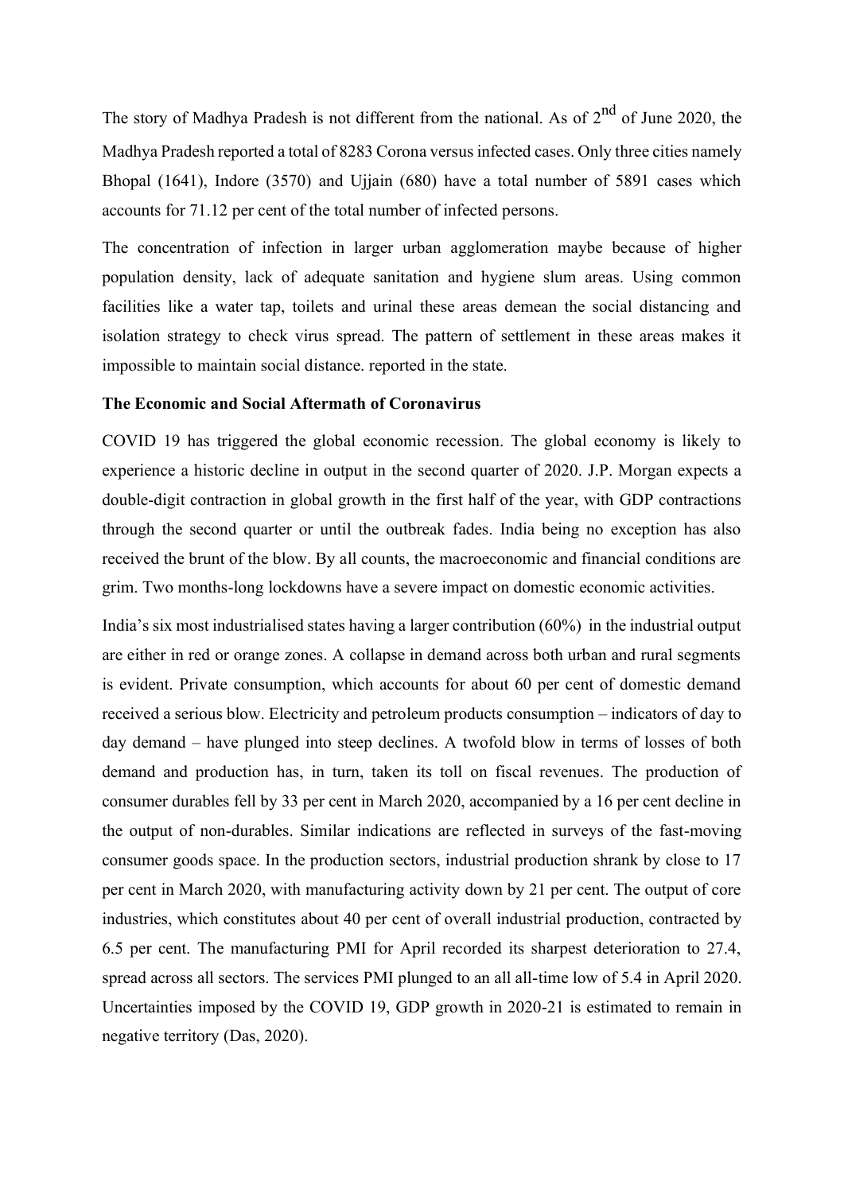The story of Madhya Pradesh is not different from the national. As of 2nd of June 2020, the Madhya Pradesh reported a total of 8283 Corona versus infected cases. Only three cities namely Bhopal (1641), Indore (3570) and Ujjain (680) have a total number of 5891 cases which accounts for 71.12 per cent of the total number of infected persons.

The concentration of infection in larger urban agglomeration maybe because of higher population density, lack of adequate sanitation and hygiene slum areas. Using common facilities like a water tap, toilets and urinal these areas demean the social distancing and isolation strategy to check virus spread. The pattern of settlement in these areas makes it impossible to maintain social distance. reported in the state.

**The Economic and Social Aftermath of Coronavirus**

COVID 19 has triggered the global economic recession. The global economy is likely to experience a historic decline in output in the second quarter of 2020. J.P. Morgan expects a double-digit contraction in global growth in the first half of the year, with GDP contractions through the second quarter or until the outbreak fades. India being no exception has also received the brunt of the blow. By all counts, the macroeconomic and financial conditions are grim. Two months-long lockdowns have a severe impact on domestic economic activities.

India's six most industrialised states having a larger contribution (60%) in the industrial output are either in red or orange zones. A collapse in demand across both urban and rural segments is evident. Private consumption, which accounts for about 60 per cent of domestic demand received a serious blow. Electricity and petroleum products consumption – indicators of day to day demand – have plunged into steep declines. A twofold blow in terms of losses of both demand and production has, in turn, taken its toll on fiscal revenues. The production of consumer durables fell by 33 per cent in March 2020, accompanied by a 16 per cent decline in the output of non-durables. Similar indications are reflected in surveys of the fast-moving consumer goods space. In the production sectors, industrial production shrank by close to 17 per cent in March 2020, with manufacturing activity down by 21 per cent. The output of core industries, which constitutes about 40 per cent of overall industrial production, contracted by 6.5 per cent. The manufacturing PMI for April recorded its sharpest deterioration to 27.4, spread across all sectors. The services PMI plunged to an all all-time low of 5.4 in April 2020. Uncertainties imposed by the COVID 19, GDP growth in 2020-21 is estimated to remain in negative territory (Das, 2020).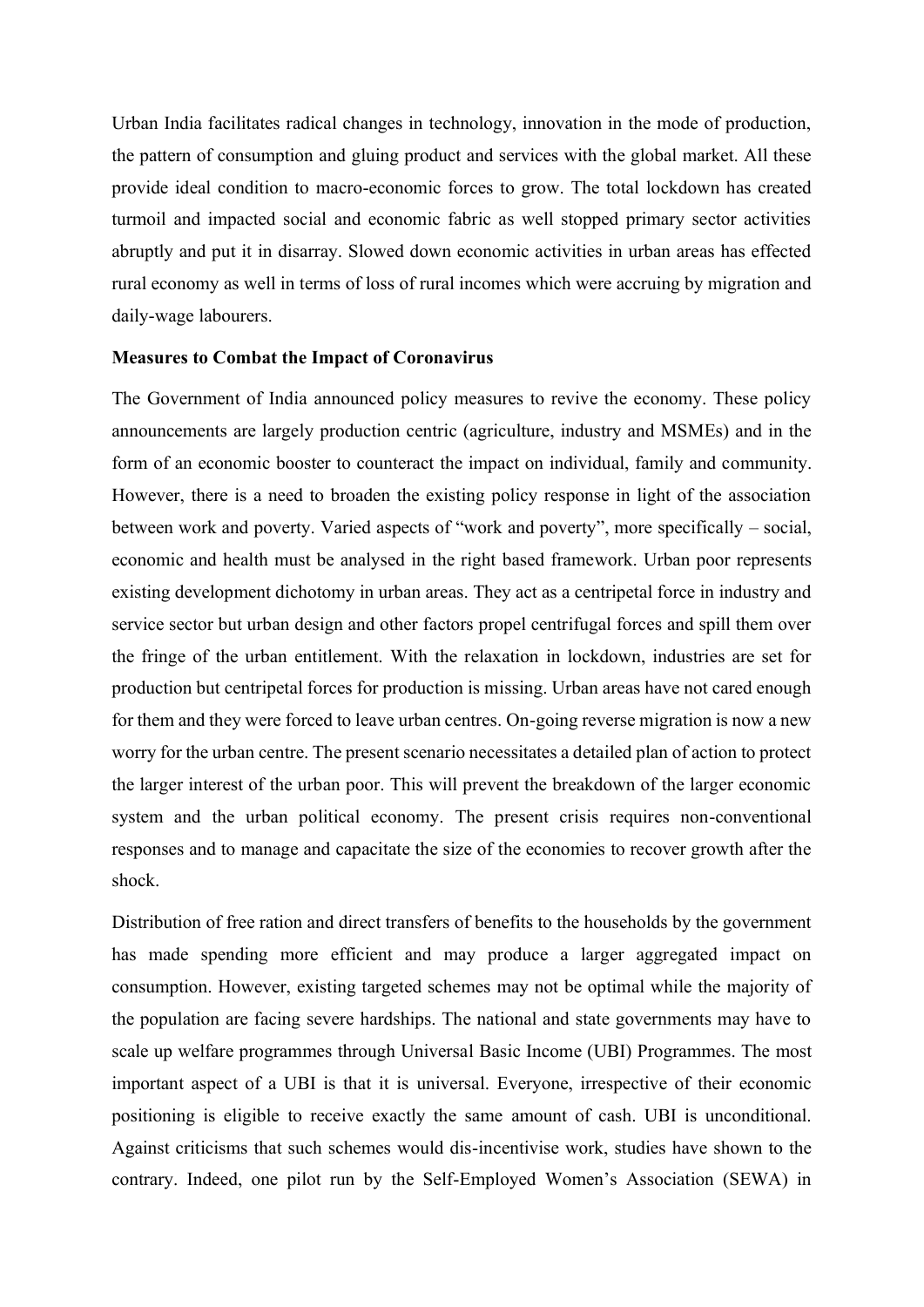Urban India facilitates radical changes in technology, innovation in the mode of production, the pattern of consumption and gluing product and services with the global market. All these provide ideal condition to macro-economic forces to grow. The total lockdown has created turmoil and impacted social and economic fabric as well stopped primary sector activities abruptly and put it in disarray. Slowed down economic activities in urban areas has effected rural economy as well in terms of loss of rural incomes which were accruing by migration and daily-wage labourers.

**Measures to Combat the Impact of Coronavirus**

The Government of India announced policy measures to revive the economy. These policy announcements are largely production centric (agriculture, industry and MSMEs) and in the form of an economic booster to counteract the impact on individual, family and community. However, there is a need to broaden the existing policy response in light of the association between work and poverty. Varied aspects of "work and poverty", more specifically – social, economic and health must be analysed in the right based framework. Urban poor represents existing development dichotomy in urban areas. They act as a centripetal force in industry and service sector but urban design and other factors propel centrifugal forces and spill them over the fringe of the urban entitlement. With the relaxation in lockdown, industries are set for production but centripetal forces for production is missing. Urban areas have not cared enough for them and they were forced to leave urban centres. On-going reverse migration is now a new worry for the urban centre. The present scenario necessitates a detailed plan of action to protect the larger interest of the urban poor. This will prevent the breakdown of the larger economic system and the urban political economy. The present crisis requires non-conventional responses and to manage and capacitate the size of the economies to recover growth after the shock.

Distribution of free ration and direct transfers of benefits to the households by the government has made spending more efficient and may produce a larger aggregated impact on consumption. However, existing targeted schemes may not be optimal while the majority of the population are facing severe hardships. The national and state governments may have to scale up welfare programmes through Universal Basic Income (UBI) Programmes. The most important aspect of a UBI is that it is universal. Everyone, irrespective of their economic positioning is eligible to receive exactly the same amount of cash. UBI is unconditional. Against criticisms that such schemes would dis-incentivise work, studies have shown to the contrary. Indeed, one pilot run by the Self-Employed Women's Association (SEWA) in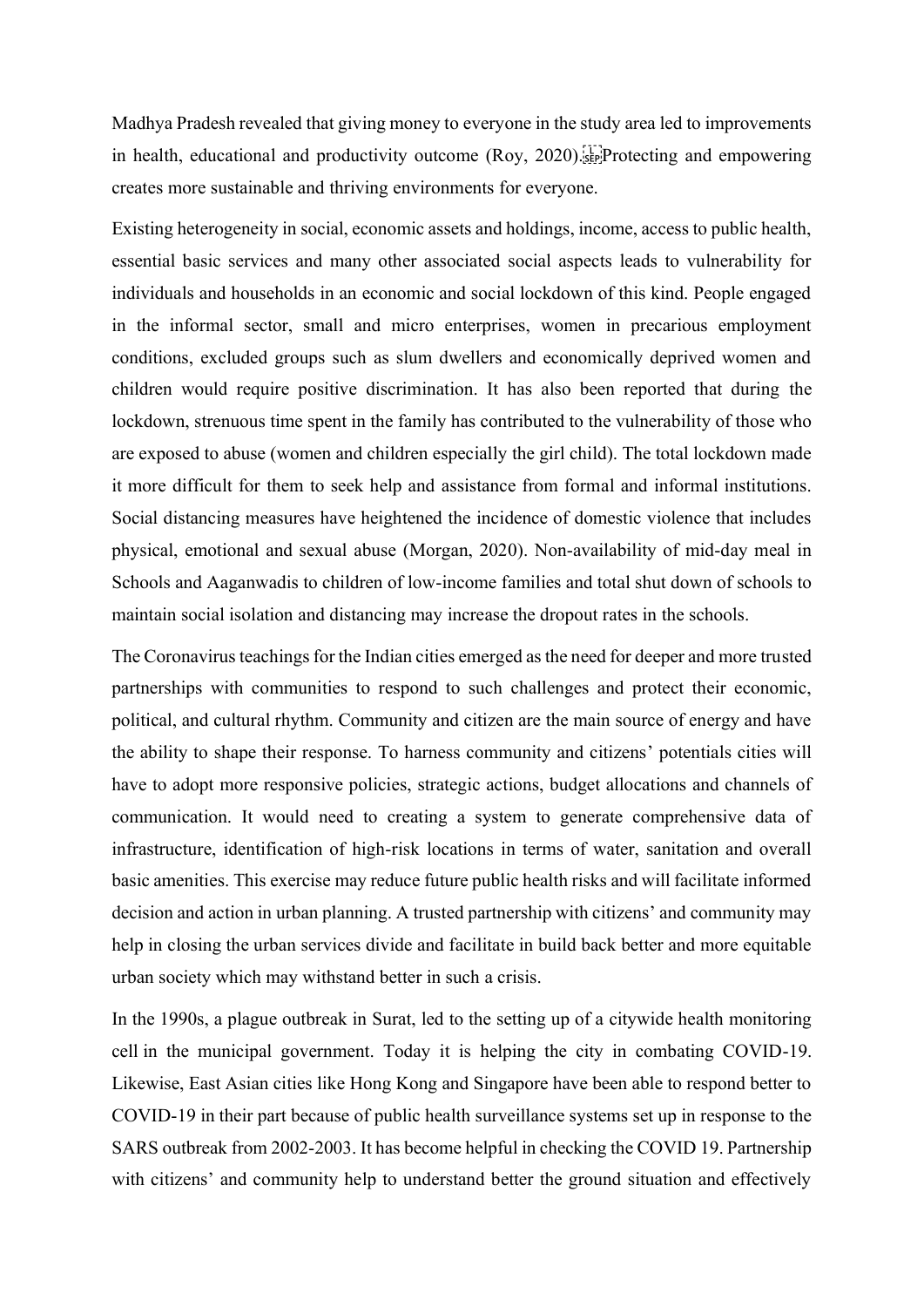Madhya Pradesh revealed that giving money to everyone in the study area led to improvements in health, educational and productivity outcome (Roy, 2020). Protecting and empowering creates more sustainable and thriving environments for everyone.

Existing heterogeneity in social, economic assets and holdings, income, access to public health, essential basic services and many other associated social aspects leads to vulnerability for individuals and households in an economic and social lockdown of this kind. People engaged in the informal sector, small and micro enterprises, women in precarious employment conditions, excluded groups such as slum dwellers and economically deprived women and children would require positive discrimination. It has also been reported that during the lockdown, strenuous time spent in the family has contributed to the vulnerability of those who are exposed to abuse (women and children especially the girl child). The total lockdown made it more difficult for them to seek help and assistance from formal and informal institutions. Social distancing measures have heightened the incidence of domestic violence that includes physical, emotional and sexual abuse (Morgan, 2020). Non-availability of mid-day meal in Schools and Aaganwadis to children of low-income families and total shut down of schools to maintain social isolation and distancing may increase the dropout rates in the schools.

The Coronavirus teachings for the Indian cities emerged as the need for deeper and more trusted partnerships with communities to respond to such challenges and protect their economic, political, and cultural rhythm. Community and citizen are the main source of energy and have the ability to shape their response. To harness community and citizens' potentials cities will have to adopt more responsive policies, strategic actions, budget allocations and channels of communication. It would need to creating a system to generate comprehensive data of infrastructure, identification of high-risk locations in terms of water, sanitation and overall basic amenities. This exercise may reduce future public health risks and will facilitate informed decision and action in urban planning. A trusted partnership with citizens' and community may help in closing the urban services divide and facilitate in build back better and more equitable urban society which may withstand better in such a crisis.

In the 1990s, a plague outbreak in Surat, led to the setting up of a citywide health monitoring cell in the municipal government. Today it is helping the city in combating COVID-19. Likewise, East Asian cities like Hong Kong and Singapore have been able to respond better to COVID-19 in their part because of public health surveillance systems set up in response to the SARS outbreak from 2002-2003. It has become helpful in checking the COVID 19. Partnership with citizens' and community help to understand better the ground situation and effectively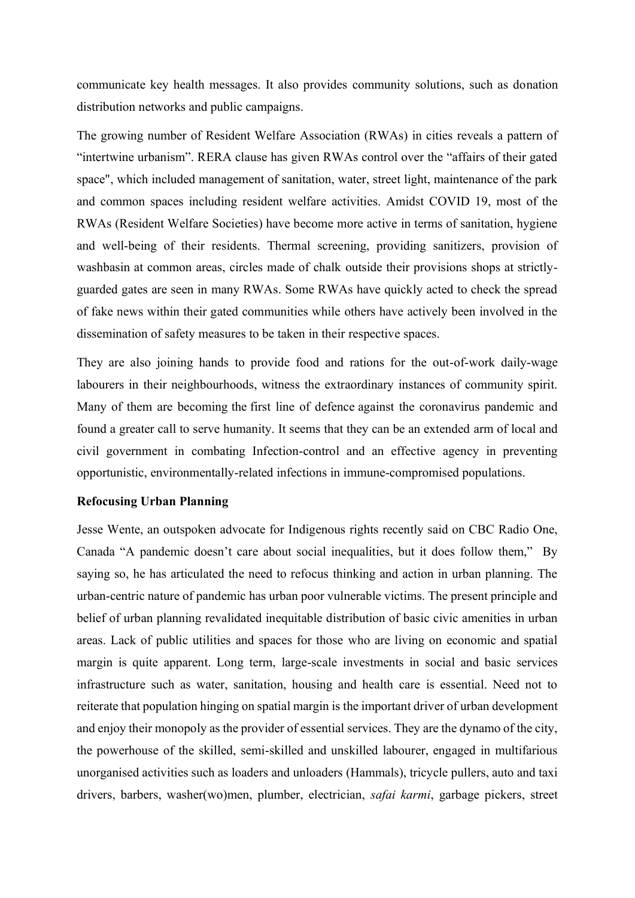communicate key health messages. It also provides community solutions, such as donation distribution networks and public campaigns.

The growing number of Resident Welfare Association (RWAs) in cities reveals a pattern of "intertwine urbanism". RERA clause has given RWAs control over the "affairs of their gated space", which included management of sanitation, water, street light, maintenance of the park and common spaces including resident welfare activities. Amidst COVID 19, most of the RWAs (Resident Welfare Societies) have become more active in terms of sanitation, hygiene and well-being of their residents. Thermal screening, providing sanitizers, provision of washbasin at common areas, circles made of chalk outside their provisions shops at strictly-guarded gates are seen in many RWAs. Some RWAs have quickly acted to check the spread of fake news within their gated communities while others have actively been involved in the dissemination of safety measures to be taken in their respective spaces.

They are also joining hands to provide food and rations for the out-of-work daily-wage labourers in their neighbourhoods, witness the extraordinary instances of community spirit. Many of them are becoming the first line of defence against the coronavirus pandemic and found a greater call to serve humanity. It seems that they can be an extended arm of local and civil government in combating Infection-control and an effective agency in preventing opportunistic, environmentally-related infections in immune-compromised populations.

**Refocusing Urban Planning**

Jesse Wente, an outspoken advocate for Indigenous rights recently said on CBC Radio One, Canada "A pandemic doesn't care about social inequalities, but it does follow them," By saying so, he has articulated the need to refocus thinking and action in urban planning. The urban-centric nature of pandemic has urban poor vulnerable victims. The present principle and belief of urban planning revalidated inequitable distribution of basic civic amenities in urban areas. Lack of public utilities and spaces for those who are living on economic and spatial margin is quite apparent. Long term, large-scale investments in social and basic services infrastructure such as water, sanitation, housing and health care is essential. Need not to reiterate that population hinging on spatial margin is the important driver of urban development and enjoy their monopoly as the provider of essential services. They are the dynamo of the city, the powerhouse of the skilled, semi-skilled and unskilled labourer, engaged in multifarious unorganised activities such as loaders and unloaders (Hammals), tricycle pullers, auto and taxi drivers, barbers, washer(wo)men, plumber, electrician, *safai karmi*, garbage pickers, street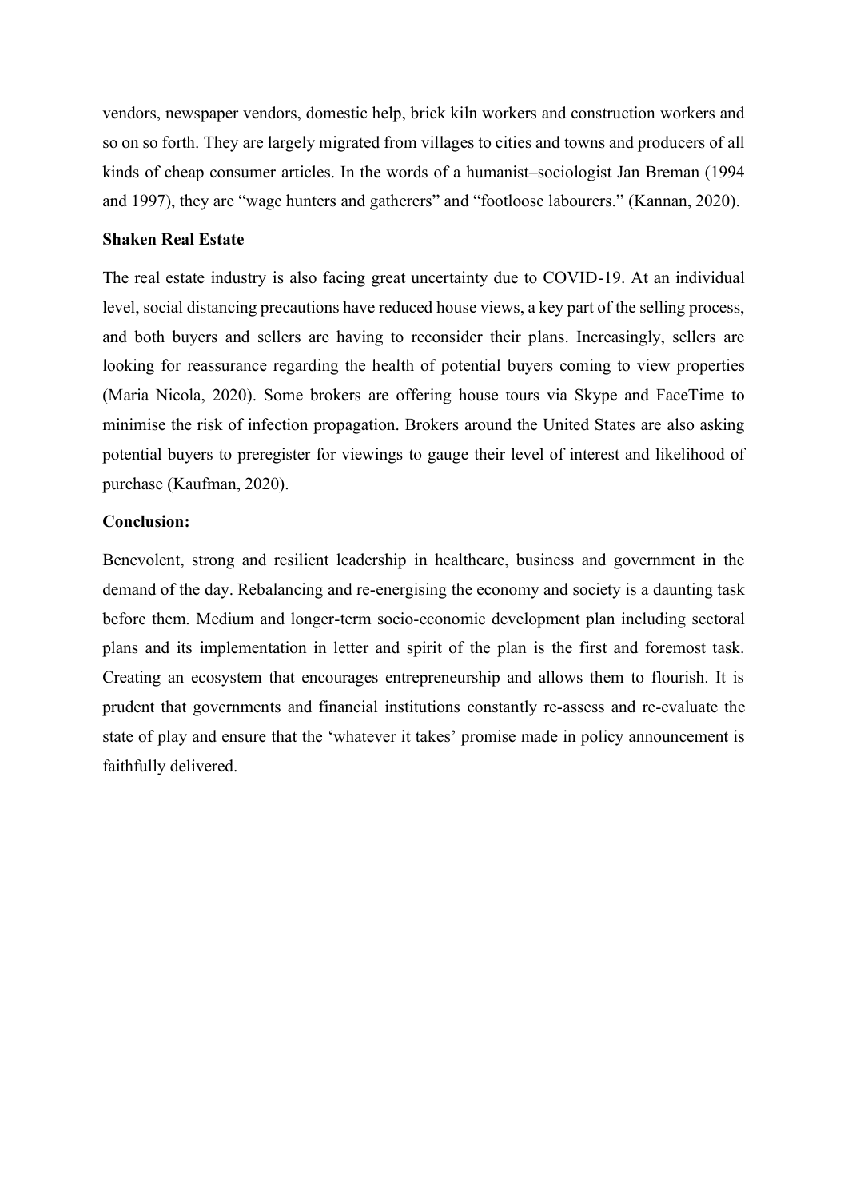vendors, newspaper vendors, domestic help, brick kiln workers and construction workers and so on so forth. They are largely migrated from villages to cities and towns and producers of all kinds of cheap consumer articles. In the words of a humanist–sociologist Jan Breman (1994 and 1997), they are "wage hunters and gatherers" and "footloose labourers." (Kannan, 2020).

**Shaken Real Estate**

The real estate industry is also facing great uncertainty due to COVID-19. At an individual level, social distancing precautions have reduced house views, a key part of the selling process, and both buyers and sellers are having to reconsider their plans. Increasingly, sellers are looking for reassurance regarding the health of potential buyers coming to view properties (Maria Nicola, 2020). Some brokers are offering house tours via Skype and FaceTime to minimise the risk of infection propagation. Brokers around the United States are also asking potential buyers to preregister for viewings to gauge their level of interest and likelihood of purchase (Kaufman, 2020).

**Conclusion:**

Benevolent, strong and resilient leadership in healthcare, business and government in the demand of the day. Rebalancing and re-energising the economy and society is a daunting task before them. Medium and longer-term socio-economic development plan including sectoral plans and its implementation in letter and spirit of the plan is the first and foremost task. Creating an ecosystem that encourages entrepreneurship and allows them to flourish. It is prudent that governments and financial institutions constantly re-assess and re-evaluate the state of play and ensure that the 'whatever it takes' promise made in policy announcement is faithfully delivered.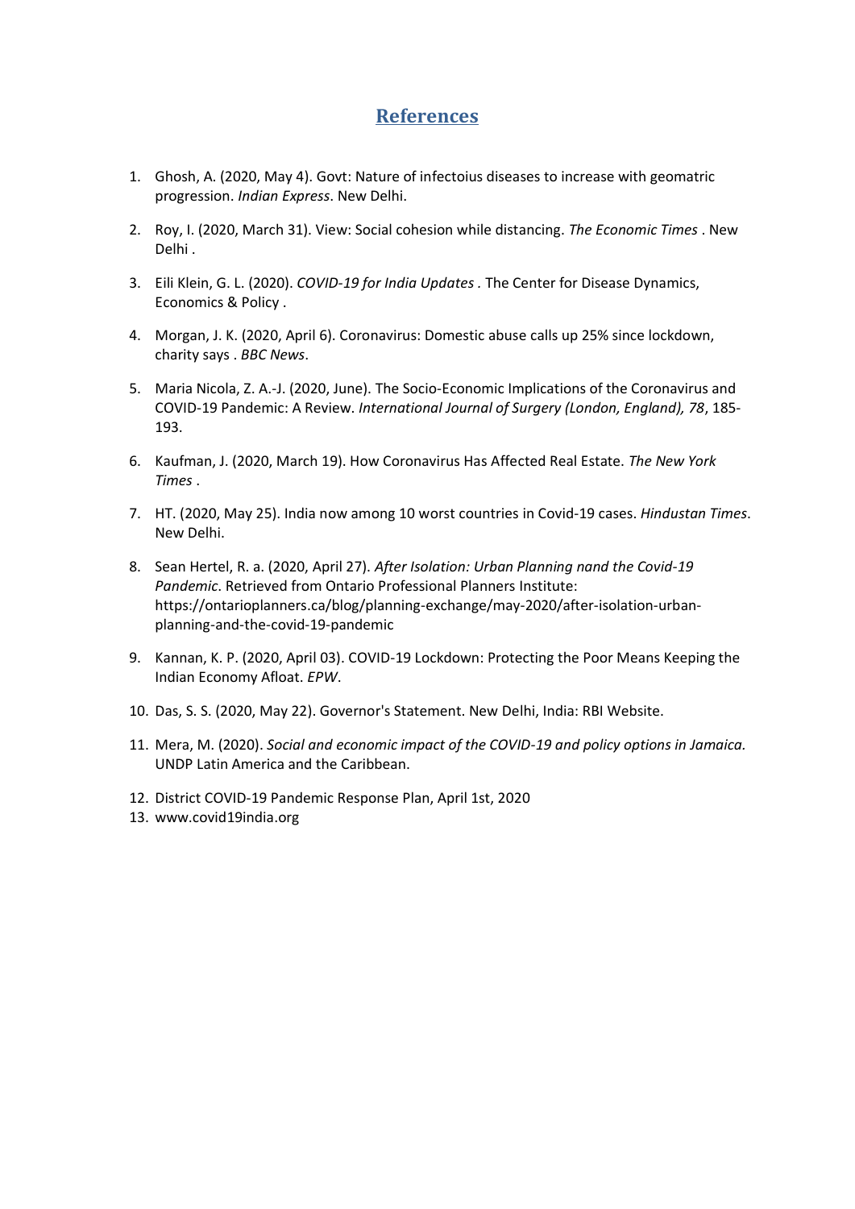# References

1. Ghosh, A. (2020, May 4). Govt: Nature of infectoius diseases to increase with geomatric progression. *Indian Express*. New Delhi.

2. Roy, I. (2020, March 31). View: Social cohesion while distancing. *The Economic Times* . New Delhi .

3. Eili Klein, G. L. (2020). *COVID-19 for India Updates* . The Center for Disease Dynamics, Economics & Policy .

4. Morgan, J. K. (2020, April 6). Coronavirus: Domestic abuse calls up 25% since lockdown, charity says . *BBC News*.

5. Maria Nicola, Z. A.-J. (2020, June). The Socio-Economic Implications of the Coronavirus and COVID-19 Pandemic: A Review. *International Journal of Surgery (London, England), 78*, 185-193.

6. Kaufman, J. (2020, March 19). How Coronavirus Has Affected Real Estate. *The New York Times* .

7. HT. (2020, May 25). India now among 10 worst countries in Covid-19 cases. *Hindustan Times*. New Delhi.

8. Sean Hertel, R. a. (2020, April 27). *After Isolation: Urban Planning nand the Covid-19 Pandemic*. Retrieved from Ontario Professional Planners Institute: https://ontarioplanners.ca/blog/planning-exchange/may-2020/after-isolation-urban-planning-and-the-covid-19-pandemic

9. Kannan, K. P. (2020, April 03). COVID-19 Lockdown: Protecting the Poor Means Keeping the Indian Economy Afloat. *EPW*.

10. Das, S. S. (2020, May 22). Governor's Statement. New Delhi, India: RBI Website.

11. Mera, M. (2020). *Social and economic impact of the COVID-19 and policy options in Jamaica.* UNDP Latin America and the Caribbean.

12. District COVID-19 Pandemic Response Plan, April 1st, 2020
13. www.covid19india.org